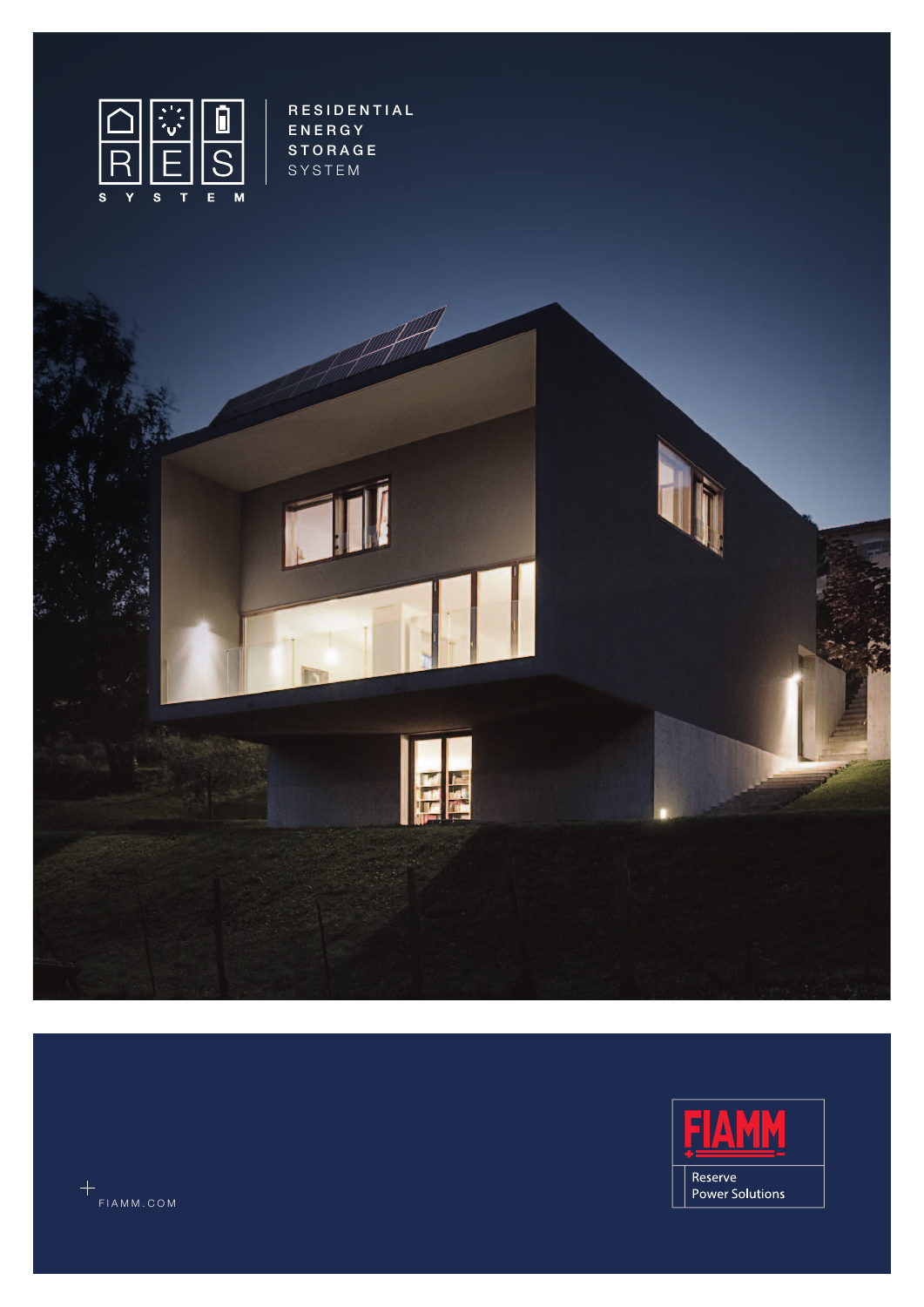RES SYSTEM

# RESIDENTIAL ENERGY STORAGE SYSTEM

FIAMM.COM

FIAMM

Reserve Power Solutions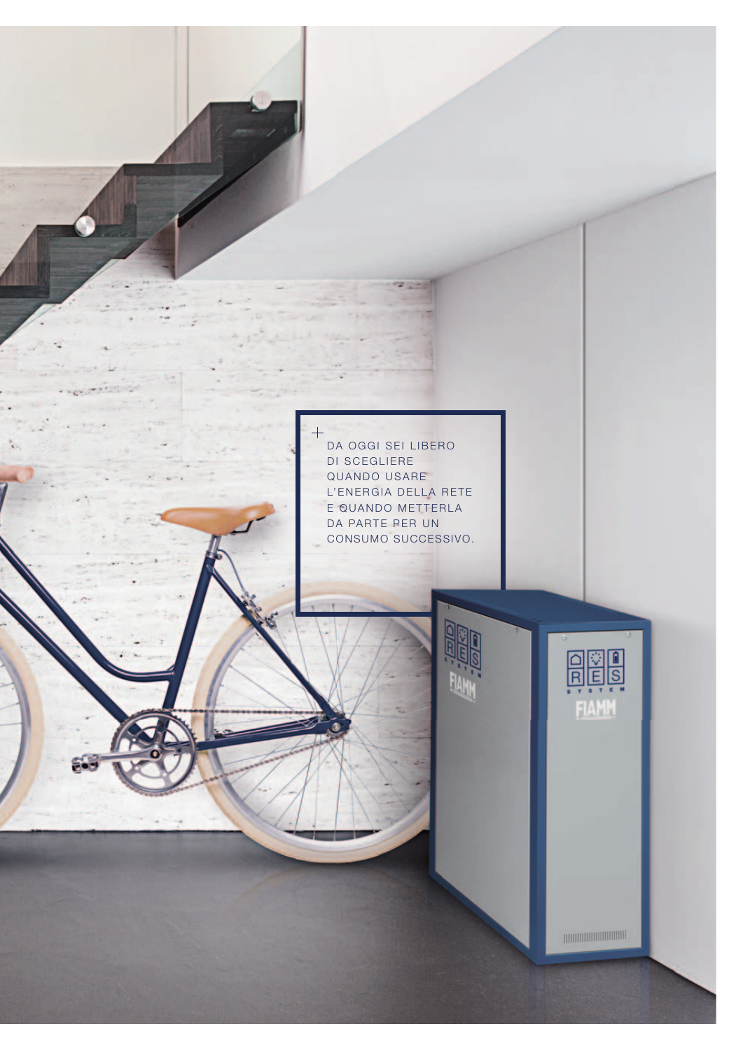DA OGGI SEI LIBERO DI SCEGLIERE QUANDO USARE L'ENERGIA DELLA RETE E QUANDO METTERLA DA PARTE PER UN CONSUMO SUCCESSIVO.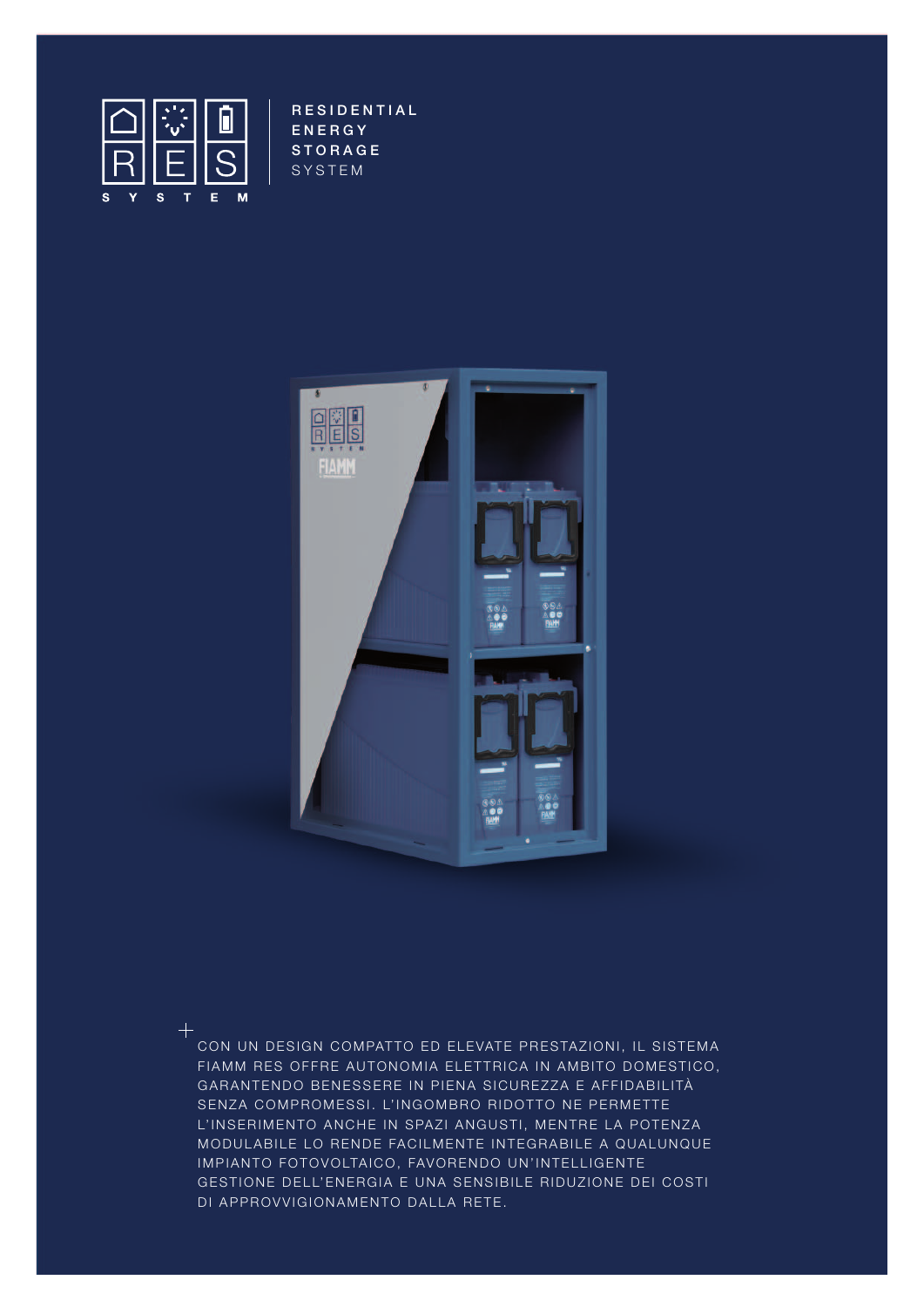RESIDENTIAL
ENERGY
STORAGE
SYSTEM

CON UN DESIGN COMPATTO ED ELEVATE PRESTAZIONI, IL SISTEMA FIAMM RES OFFRE AUTONOMIA ELETTRICA IN AMBITO DOMESTICO, GARANTENDO BENESSERE IN PIENA SICUREZZA E AFFIDABILITÀ SENZA COMPROMESSI. L'INGOMBRO RIDOTTO NE PERMETTE L'INSERIMENTO ANCHE IN SPAZI ANGUSTI, MENTRE LA POTENZA MODULABILE LO RENDE FACILMENTE INTEGRABILE A QUALUNQUE IMPIANTO FOTOVOLTAICO, FAVORENDO UN'INTELLIGENTE GESTIONE DELL'ENERGIA E UNA SENSIBILE RIDUZIONE DEI COSTI DI APPROVVIGIONAMENTO DALLA RETE.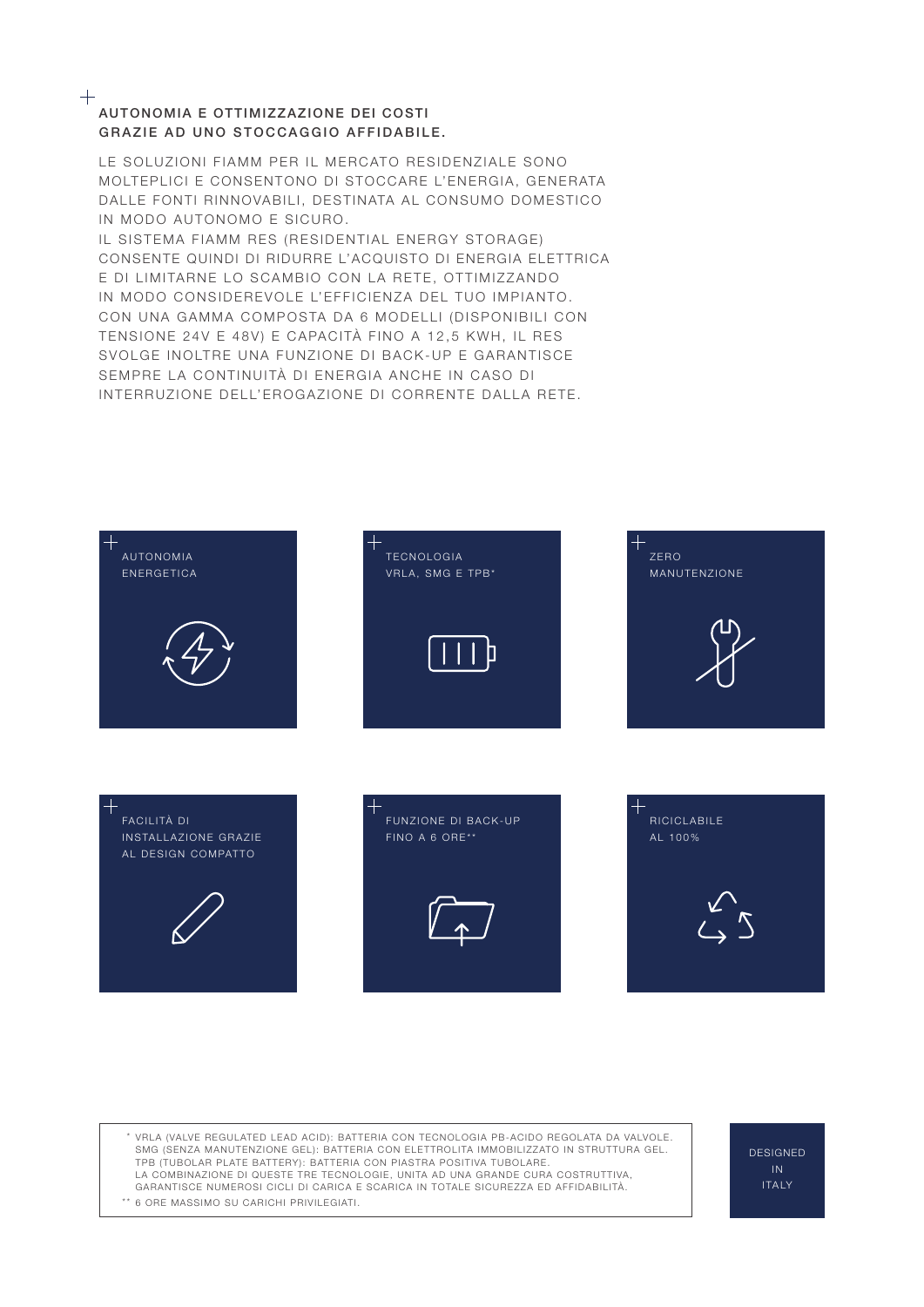## AUTONOMIA E OTTIMIZZAZIONE DEI COSTI GRAZIE AD UNO STOCCAGGIO AFFIDABILE.

LE SOLUZIONI FIAMM PER IL MERCATO RESIDENZIALE SONO MOLTEPLICI E CONSENTONO DI STOCCARE L'ENERGIA, GENERATA DALLE FONTI RINNOVABILI, DESTINATA AL CONSUMO DOMESTICO IN MODO AUTONOMO E SICURO.
IL SISTEMA FIAMM RES (RESIDENTIAL ENERGY STORAGE) CONSENTE QUINDI DI RIDURRE L'ACQUISTO DI ENERGIA ELETTRICA E DI LIMITARNE LO SCAMBIO CON LA RETE, OTTIMIZZANDO IN MODO CONSIDEREVOLE L'EFFICIENZA DEL TUO IMPIANTO.
CON UNA GAMMA COMPOSTA DA 6 MODELLI (DISPONIBILI CON TENSIONE 24V E 48V) E CAPACITÀ FINO A 12,5 KWH, IL RES SVOLGE INOLTRE UNA FUNZIONE DI BACK-UP E GARANTISCE SEMPRE LA CONTINUITÀ DI ENERGIA ANCHE IN CASO DI INTERRUZIONE DELL'EROGAZIONE DI CORRENTE DALLA RETE.

AUTONOMIA ENERGETICA

TECNOLOGIA VRLA, SMG E TPB*

ZERO MANUTENZIONE

FACILITÀ DI INSTALLAZIONE GRAZIE AL DESIGN COMPATTO

FUNZIONE DI BACK-UP FINO A 6 ORE**

RICICLABILE AL 100%

\* VRLA (VALVE REGULATED LEAD ACID): BATTERIA CON TECNOLOGIA PB-ACIDO REGOLATA DA VALVOLE.
SMG (SENZA MANUTENZIONE GEL): BATTERIA CON ELETTROLITA IMMOBILIZZATO IN STRUTTURA GEL.
TPB (TUBOLAR PLATE BATTERY): BATTERIA CON PIASTRA POSITIVA TUBOLARE.
LA COMBINAZIONE DI QUESTE TRE TECNOLOGIE, UNITA AD UNA GRANDE CURA COSTRUTTIVA, GARANTISCE NUMEROSI CICLI DI CARICA E SCARICA IN TOTALE SICUREZZA ED AFFIDABILITÀ.

\** 6 ORE MASSIMO SU CARICHI PRIVILEGIATI.

DESIGNED IN ITALY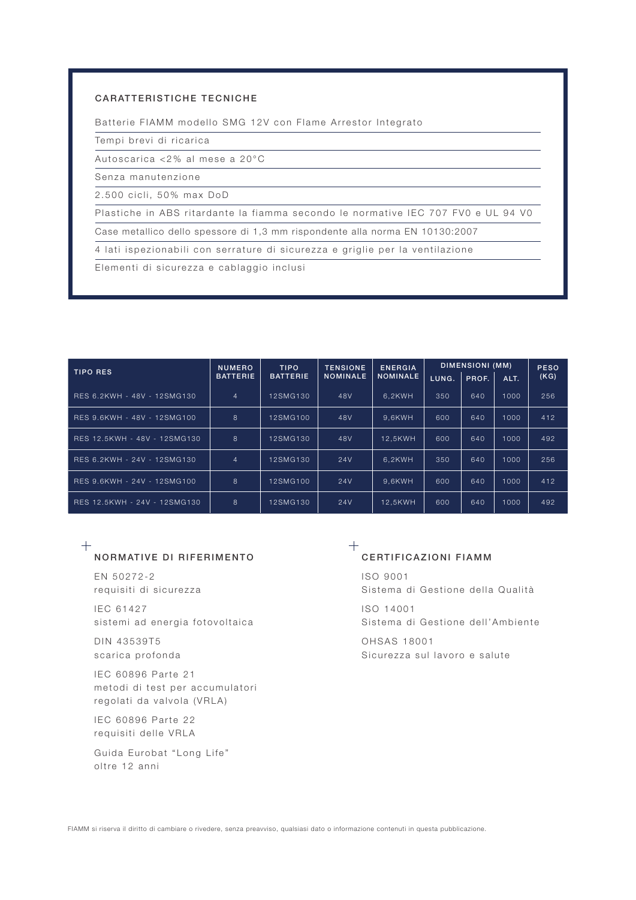## CARATTERISTICHE TECNICHE

Batterie FIAMM modello SMG 12V con Flame Arrestor Integrato

Tempi brevi di ricarica

Autoscarica <2% al mese a 20°C

Senza manutenzione

2.500 cicli, 50% max DoD

Plastiche in ABS ritardante la fiamma secondo le normative IEC 707 FV0 e UL 94 V0

Case metallico dello spessore di 1,3 mm rispondente alla norma EN 10130:2007

4 lati ispezionabili con serrature di sicurezza e griglie per la ventilazione

Elementi di sicurezza e cablaggio inclusi

| TIPO RES | NUMERO BATTERIE | TIPO BATTERIE | TENSIONE NOMINALE | ENERGIA NOMINALE | DIMENSIONI (MM) | | | PESO (KG) |
|---|---|---|---|---|---|---|---|---|
| | | | | | LUNG. | PROF. | ALT. | |
| RES 6.2KWH - 48V - 12SMG130 | 4 | 12SMG130 | 48V | 6,2KWH | 350 | 640 | 1000 | 256 |
| RES 9.6KWH - 48V - 12SMG100 | 8 | 12SMG100 | 48V | 9,6KWH | 600 | 640 | 1000 | 412 |
| RES 12.5KWH - 48V - 12SMG130 | 8 | 12SMG130 | 48V | 12,5KWH | 600 | 640 | 1000 | 492 |
| RES 6.2KWH - 24V - 12SMG130 | 4 | 12SMG130 | 24V | 6,2KWH | 350 | 640 | 1000 | 256 |
| RES 9.6KWH - 24V - 12SMG100 | 8 | 12SMG100 | 24V | 9,6KWH | 600 | 640 | 1000 | 412 |
| RES 12.5KWH - 24V - 12SMG130 | 8 | 12SMG130 | 24V | 12,5KWH | 600 | 640 | 1000 | 492 |

### NORMATIVE DI RIFERIMENTO

EN 50272-2
requisiti di sicurezza

IEC 61427
sistemi ad energia fotovoltaica

DIN 43539T5
scarica profonda

IEC 60896 Parte 21
metodi di test per accumulatori regolati da valvola (VRLA)

IEC 60896 Parte 22
requisiti delle VRLA

Guida Eurobat "Long Life"
oltre 12 anni

### CERTIFICAZIONI FIAMM

ISO 9001
Sistema di Gestione della Qualità

ISO 14001
Sistema di Gestione dell'Ambiente

OHSAS 18001
Sicurezza sul lavoro e salute

FIAMM si riserva il diritto di cambiare o rivedere, senza preavviso, qualsiasi dato o informazione contenuti in questa pubblicazione.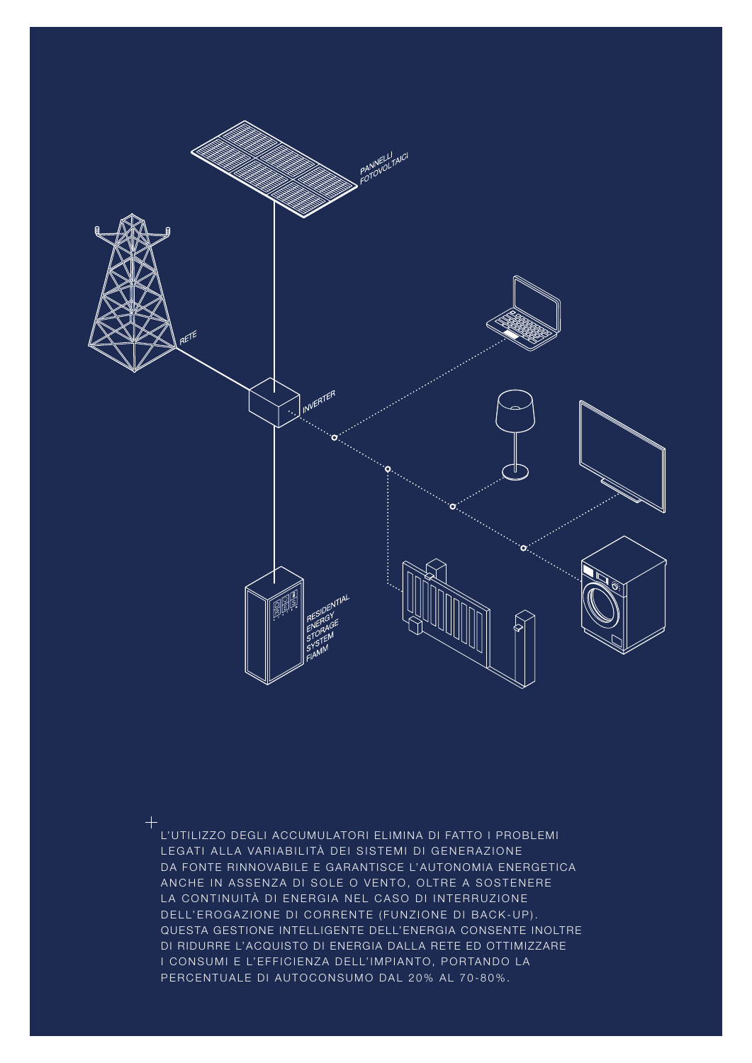PANNELLI FOTOVOLTAICI

RETE

INVERTER

RESIDENTIAL ENERGY STORAGE SYSTEM FIAMM

L'UTILIZZO DEGLI ACCUMULATORI ELIMINA DI FATTO I PROBLEMI LEGATI ALLA VARIABILITÀ DEI SISTEMI DI GENERAZIONE DA FONTE RINNOVABILE E GARANTISCE L'AUTONOMIA ENERGETICA ANCHE IN ASSENZA DI SOLE O VENTO, OLTRE A SOSTENERE LA CONTINUITÀ DI ENERGIA NEL CASO DI INTERRUZIONE DELL'EROGAZIONE DI CORRENTE (FUNZIONE DI BACK-UP). QUESTA GESTIONE INTELLIGENTE DELL'ENERGIA CONSENTE INOLTRE DI RIDURRE L'ACQUISTO DI ENERGIA DALLA RETE ED OTTIMIZZARE I CONSUMI E L'EFFICIENZA DELL'IMPIANTO, PORTANDO LA PERCENTUALE DI AUTOCONSUMO DAL 20% AL 70-80%.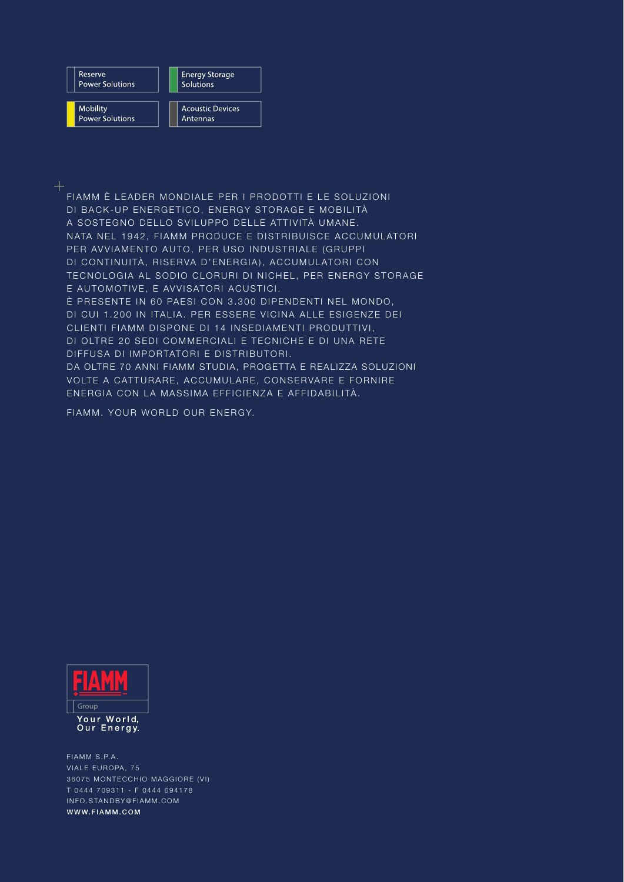Reserve Power Solutions

Energy Storage Solutions

Mobility Power Solutions

Acoustic Devices Antennas

FIAMM È LEADER MONDIALE PER I PRODOTTI E LE SOLUZIONI DI BACK-UP ENERGETICO, ENERGY STORAGE E MOBILITÀ A SOSTEGNO DELLO SVILUPPO DELLE ATTIVITÀ UMANE.
NATA NEL 1942, FIAMM PRODUCE E DISTRIBUISCE ACCUMULATORI PER AVVIAMENTO AUTO, PER USO INDUSTRIALE (GRUPPI DI CONTINUITÀ, RISERVA D'ENERGIA), ACCUMULATORI CON TECNOLOGIA AL SODIO CLORURI DI NICHEL, PER ENERGY STORAGE E AUTOMOTIVE, E AVVISATORI ACUSTICI.
È PRESENTE IN 60 PAESI CON 3.300 DIPENDENTI NEL MONDO, DI CUI 1.200 IN ITALIA. PER ESSERE VICINA ALLE ESIGENZE DEI CLIENTI FIAMM DISPONE DI 14 INSEDIAMENTI PRODUTTIVI, DI OLTRE 20 SEDI COMMERCIALI E TECNICHE E DI UNA RETE DIFFUSA DI IMPORTATORI E DISTRIBUTORI.
DA OLTRE 70 ANNI FIAMM STUDIA, PROGETTA E REALIZZA SOLUZIONI VOLTE A CATTURARE, ACCUMULARE, CONSERVARE E FORNIRE ENERGIA CON LA MASSIMA EFFICIENZA E AFFIDABILITÀ.

FIAMM. YOUR WORLD OUR ENERGY.

FIAMM
Group
Your World,
Our Energy.

FIAMM S.P.A.
VIALE EUROPA, 75
36075 MONTECCHIO MAGGIORE (VI)
T 0444 709311 - F 0444 694178
INFO.STANDBY@FIAMM.COM
**WWW.FIAMM.COM**